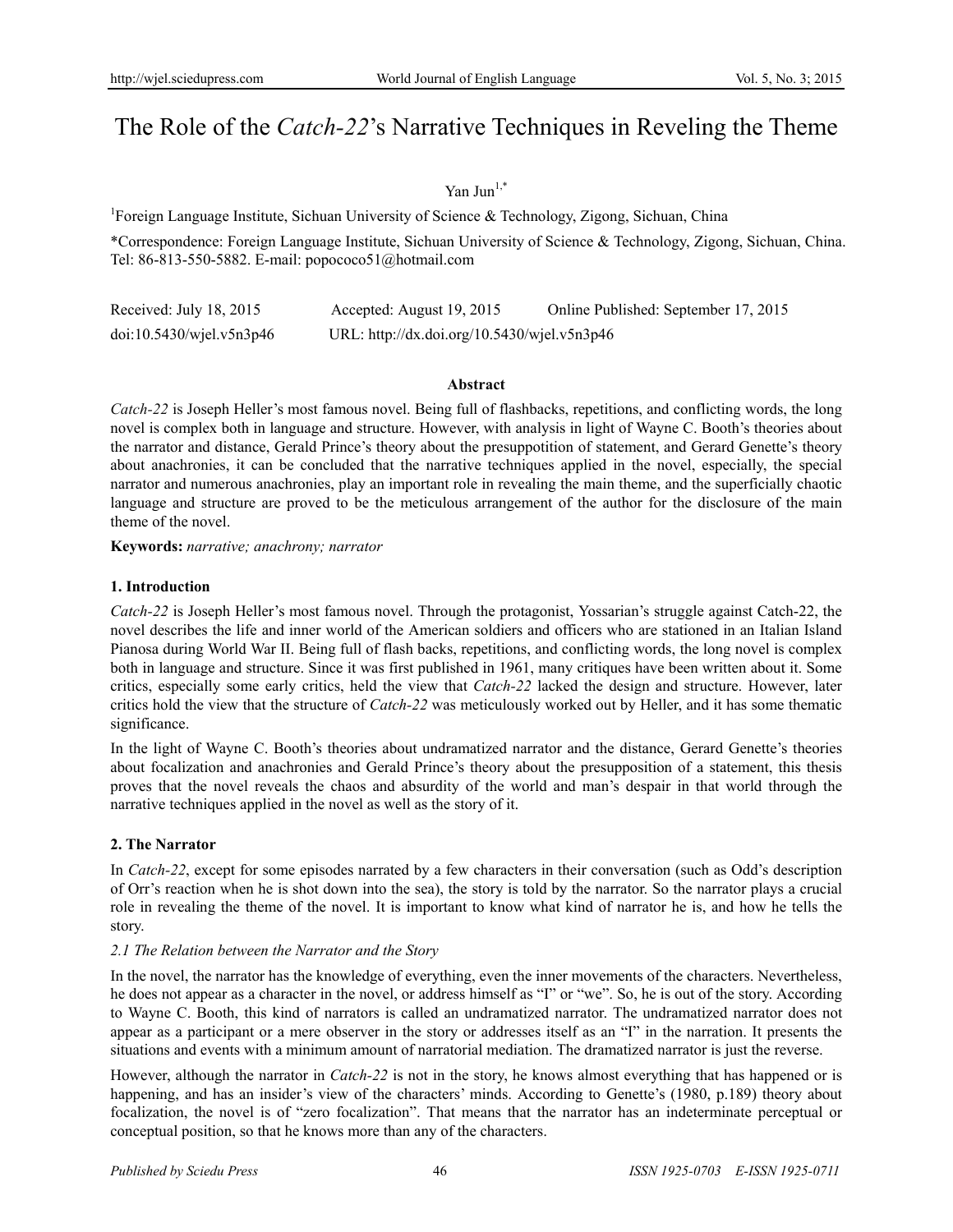# The Role of the *Catch-22*'s Narrative Techniques in Reveling the Theme

Yan Jun[1,*]

[1]Foreign Language Institute, Sichuan University of Science & Technology, Zigong, Sichuan, China

*Correspondence: Foreign Language Institute, Sichuan University of Science & Technology, Zigong, Sichuan, China. Tel: 86-813-550-5882. E-mail: popococo51@hotmail.com

Received: July 18, 2015 Accepted: August 19, 2015 Online Published: September 17, 2015

doi:10.5430/wjel.v5n3p46 URL: http://dx.doi.org/10.5430/wjel.v5n3p46

**Abstract**

*Catch-22* is Joseph Heller's most famous novel. Being full of flashbacks, repetitions, and conflicting words, the long novel is complex both in language and structure. However, with analysis in light of Wayne C. Booth's theories about the narrator and distance, Gerald Prince's theory about the presuppotition of statement, and Gerard Genette's theory about anachronies, it can be concluded that the narrative techniques applied in the novel, especially, the special narrator and numerous anachronies, play an important role in revealing the main theme, and the superficially chaotic language and structure are proved to be the meticulous arrangement of the author for the disclosure of the main theme of the novel.

**Keywords:** *narrative; anachrony; narrator*

## 1. Introduction

*Catch-22* is Joseph Heller's most famous novel. Through the protagonist, Yossarian's struggle against Catch-22, the novel describes the life and inner world of the American soldiers and officers who are stationed in an Italian Island Pianosa during World War II. Being full of flash backs, repetitions, and conflicting words, the long novel is complex both in language and structure. Since it was first published in 1961, many critiques have been written about it. Some critics, especially some early critics, held the view that *Catch-22* lacked the design and structure. However, later critics hold the view that the structure of *Catch-22* was meticulously worked out by Heller, and it has some thematic significance.

In the light of Wayne C. Booth's theories about undramatized narrator and the distance, Gerard Genette's theories about focalization and anachronies and Gerald Prince's theory about the presupposition of a statement, this thesis proves that the novel reveals the chaos and absurdity of the world and man's despair in that world through the narrative techniques applied in the novel as well as the story of it.

## 2. The Narrator

In *Catch-22*, except for some episodes narrated by a few characters in their conversation (such as Odd's description of Orr's reaction when he is shot down into the sea), the story is told by the narrator. So the narrator plays a crucial role in revealing the theme of the novel. It is important to know what kind of narrator he is, and how he tells the story.

### *2.1 The Relation between the Narrator and the Story*

In the novel, the narrator has the knowledge of everything, even the inner movements of the characters. Nevertheless, he does not appear as a character in the novel, or address himself as "I" or "we". So, he is out of the story. According to Wayne C. Booth, this kind of narrators is called an undramatized narrator. The undramatized narrator does not appear as a participant or a mere observer in the story or addresses itself as an "I" in the narration. It presents the situations and events with a minimum amount of narratorial mediation. The dramatized narrator is just the reverse.

However, although the narrator in *Catch-22* is not in the story, he knows almost everything that has happened or is happening, and has an insider's view of the characters' minds. According to Genette's (1980, p.189) theory about focalization, the novel is of "zero focalization". That means that the narrator has an indeterminate perceptual or conceptual position, so that he knows more than any of the characters.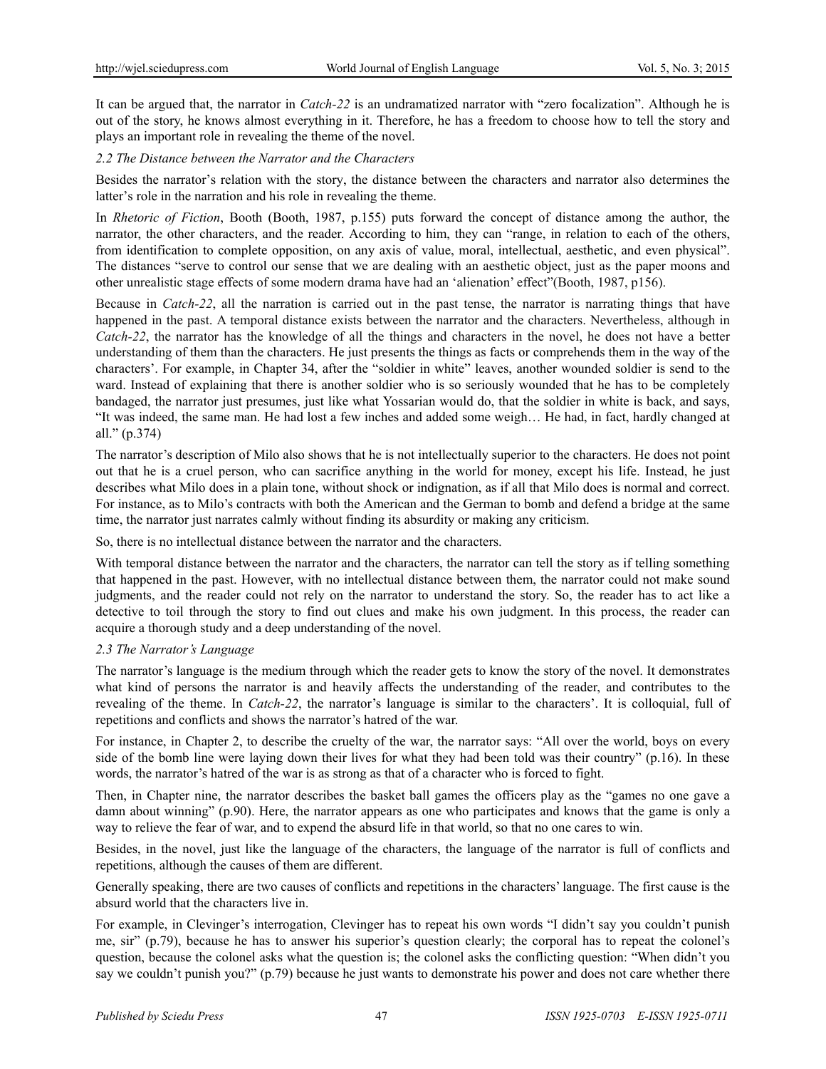It can be argued that, the narrator in *Catch-22* is an undramatized narrator with "zero focalization". Although he is out of the story, he knows almost everything in it. Therefore, he has a freedom to choose how to tell the story and plays an important role in revealing the theme of the novel.

### *2.2 The Distance between the Narrator and the Characters*

Besides the narrator's relation with the story, the distance between the characters and narrator also determines the latter's role in the narration and his role in revealing the theme.

In *Rhetoric of Fiction*, Booth (Booth, 1987, p.155) puts forward the concept of distance among the author, the narrator, the other characters, and the reader. According to him, they can "range, in relation to each of the others, from identification to complete opposition, on any axis of value, moral, intellectual, aesthetic, and even physical". The distances "serve to control our sense that we are dealing with an aesthetic object, just as the paper moons and other unrealistic stage effects of some modern drama have had an 'alienation' effect"(Booth, 1987, p156).

Because in *Catch-22*, all the narration is carried out in the past tense, the narrator is narrating things that have happened in the past. A temporal distance exists between the narrator and the characters. Nevertheless, although in *Catch-22*, the narrator has the knowledge of all the things and characters in the novel, he does not have a better understanding of them than the characters. He just presents the things as facts or comprehends them in the way of the characters'. For example, in Chapter 34, after the "soldier in white" leaves, another wounded soldier is send to the ward. Instead of explaining that there is another soldier who is so seriously wounded that he has to be completely bandaged, the narrator just presumes, just like what Yossarian would do, that the soldier in white is back, and says, "It was indeed, the same man. He had lost a few inches and added some weigh… He had, in fact, hardly changed at all." (p.374)

The narrator's description of Milo also shows that he is not intellectually superior to the characters. He does not point out that he is a cruel person, who can sacrifice anything in the world for money, except his life. Instead, he just describes what Milo does in a plain tone, without shock or indignation, as if all that Milo does is normal and correct. For instance, as to Milo's contracts with both the American and the German to bomb and defend a bridge at the same time, the narrator just narrates calmly without finding its absurdity or making any criticism.

So, there is no intellectual distance between the narrator and the characters.

With temporal distance between the narrator and the characters, the narrator can tell the story as if telling something that happened in the past. However, with no intellectual distance between them, the narrator could not make sound judgments, and the reader could not rely on the narrator to understand the story. So, the reader has to act like a detective to toil through the story to find out clues and make his own judgment. In this process, the reader can acquire a thorough study and a deep understanding of the novel.

### *2.3 The Narrator's Language*

The narrator's language is the medium through which the reader gets to know the story of the novel. It demonstrates what kind of persons the narrator is and heavily affects the understanding of the reader, and contributes to the revealing of the theme. In *Catch-22*, the narrator's language is similar to the characters'. It is colloquial, full of repetitions and conflicts and shows the narrator's hatred of the war.

For instance, in Chapter 2, to describe the cruelty of the war, the narrator says: "All over the world, boys on every side of the bomb line were laying down their lives for what they had been told was their country" (p.16). In these words, the narrator's hatred of the war is as strong as that of a character who is forced to fight.

Then, in Chapter nine, the narrator describes the basket ball games the officers play as the "games no one gave a damn about winning" (p.90). Here, the narrator appears as one who participates and knows that the game is only a way to relieve the fear of war, and to expend the absurd life in that world, so that no one cares to win.

Besides, in the novel, just like the language of the characters, the language of the narrator is full of conflicts and repetitions, although the causes of them are different.

Generally speaking, there are two causes of conflicts and repetitions in the characters' language. The first cause is the absurd world that the characters live in.

For example, in Clevinger's interrogation, Clevinger has to repeat his own words "I didn't say you couldn't punish me, sir" (p.79), because he has to answer his superior's question clearly; the corporal has to repeat the colonel's question, because the colonel asks what the question is; the colonel asks the conflicting question: "When didn't you say we couldn't punish you?" (p.79) because he just wants to demonstrate his power and does not care whether there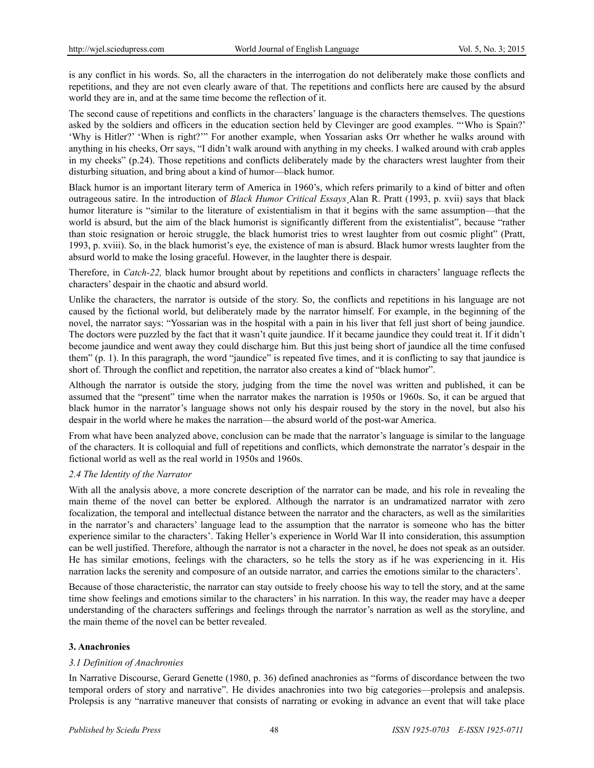is any conflict in his words. So, all the characters in the interrogation do not deliberately make those conflicts and repetitions, and they are not even clearly aware of that. The repetitions and conflicts here are caused by the absurd world they are in, and at the same time become the reflection of it.

The second cause of repetitions and conflicts in the characters' language is the characters themselves. The questions asked by the soldiers and officers in the education section held by Clevinger are good examples. "'Who is Spain?' 'Why is Hitler?' 'When is right?'" For another example, when Yossarian asks Orr whether he walks around with anything in his cheeks, Orr says, "I didn't walk around with anything in my cheeks. I walked around with crab apples in my cheeks" (p.24). Those repetitions and conflicts deliberately made by the characters wrest laughter from their disturbing situation, and bring about a kind of humor—black humor.

Black humor is an important literary term of America in 1960's, which refers primarily to a kind of bitter and often outrageous satire. In the introduction of *Black Humor Critical Essays*¸Alan R. Pratt (1993, p. xvii) says that black humor literature is "similar to the literature of existentialism in that it begins with the same assumption—that the world is absurd, but the aim of the black humorist is significantly different from the existentialist", because "rather than stoic resignation or heroic struggle, the black humorist tries to wrest laughter from out cosmic plight" (Pratt, 1993, p. xviii). So, in the black humorist's eye, the existence of man is absurd. Black humor wrests laughter from the absurd world to make the losing graceful. However, in the laughter there is despair.

Therefore, in *Catch-22,* black humor brought about by repetitions and conflicts in characters' language reflects the characters' despair in the chaotic and absurd world.

Unlike the characters, the narrator is outside of the story. So, the conflicts and repetitions in his language are not caused by the fictional world, but deliberately made by the narrator himself. For example, in the beginning of the novel, the narrator says: "Yossarian was in the hospital with a pain in his liver that fell just short of being jaundice. The doctors were puzzled by the fact that it wasn't quite jaundice. If it became jaundice they could treat it. If it didn't become jaundice and went away they could discharge him. But this just being short of jaundice all the time confused them" (p. 1). In this paragraph, the word "jaundice" is repeated five times, and it is conflicting to say that jaundice is short of. Through the conflict and repetition, the narrator also creates a kind of "black humor".

Although the narrator is outside the story, judging from the time the novel was written and published, it can be assumed that the "present" time when the narrator makes the narration is 1950s or 1960s. So, it can be argued that black humor in the narrator's language shows not only his despair roused by the story in the novel, but also his despair in the world where he makes the narration—the absurd world of the post-war America.

From what have been analyzed above, conclusion can be made that the narrator's language is similar to the language of the characters. It is colloquial and full of repetitions and conflicts, which demonstrate the narrator's despair in the fictional world as well as the real world in 1950s and 1960s.

### *2.4 The Identity of the Narrator*

With all the analysis above, a more concrete description of the narrator can be made, and his role in revealing the main theme of the novel can better be explored. Although the narrator is an undramatized narrator with zero focalization, the temporal and intellectual distance between the narrator and the characters, as well as the similarities in the narrator's and characters' language lead to the assumption that the narrator is someone who has the bitter experience similar to the characters'. Taking Heller's experience in World War II into consideration, this assumption can be well justified. Therefore, although the narrator is not a character in the novel, he does not speak as an outsider. He has similar emotions, feelings with the characters, so he tells the story as if he was experiencing in it. His narration lacks the serenity and composure of an outside narrator, and carries the emotions similar to the characters'.

Because of those characteristic, the narrator can stay outside to freely choose his way to tell the story, and at the same time show feelings and emotions similar to the characters' in his narration. In this way, the reader may have a deeper understanding of the characters sufferings and feelings through the narrator's narration as well as the storyline, and the main theme of the novel can be better revealed.

## **3. Anachronies**

### *3.1 Definition of Anachronies*

In Narrative Discourse, Gerard Genette (1980, p. 36) defined anachronies as "forms of discordance between the two temporal orders of story and narrative". He divides anachronies into two big categories—prolepsis and analepsis. Prolepsis is any "narrative maneuver that consists of narrating or evoking in advance an event that will take place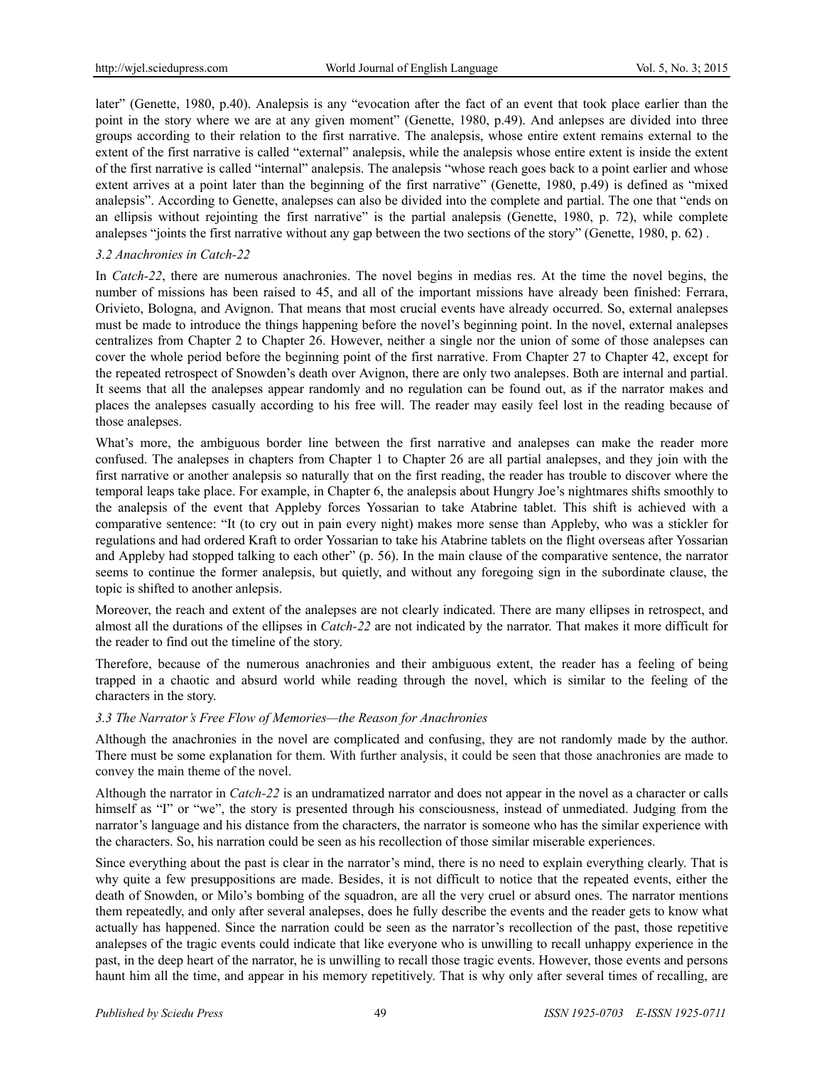later" (Genette, 1980, p.40). Analepsis is any "evocation after the fact of an event that took place earlier than the point in the story where we are at any given moment" (Genette, 1980, p.49). And anlepses are divided into three groups according to their relation to the first narrative. The analepsis, whose entire extent remains external to the extent of the first narrative is called "external" analepsis, while the analepsis whose entire extent is inside the extent of the first narrative is called "internal" analepsis. The analepsis "whose reach goes back to a point earlier and whose extent arrives at a point later than the beginning of the first narrative" (Genette, 1980, p.49) is defined as "mixed analepsis". According to Genette, analepses can also be divided into the complete and partial. The one that "ends on an ellipsis without rejointing the first narrative" is the partial analepsis (Genette, 1980, p. 72), while complete analepses "joints the first narrative without any gap between the two sections of the story" (Genette, 1980, p. 62) .

### *3.2 Anachronies in Catch-22*

In *Catch-22*, there are numerous anachronies. The novel begins in medias res. At the time the novel begins, the number of missions has been raised to 45, and all of the important missions have already been finished: Ferrara, Orivieto, Bologna, and Avignon. That means that most crucial events have already occurred. So, external analepses must be made to introduce the things happening before the novel's beginning point. In the novel, external analepses centralizes from Chapter 2 to Chapter 26. However, neither a single nor the union of some of those analepses can cover the whole period before the beginning point of the first narrative. From Chapter 27 to Chapter 42, except for the repeated retrospect of Snowden's death over Avignon, there are only two analepses. Both are internal and partial. It seems that all the analepses appear randomly and no regulation can be found out, as if the narrator makes and places the analepses casually according to his free will. The reader may easily feel lost in the reading because of those analepses.

What's more, the ambiguous border line between the first narrative and analepses can make the reader more confused. The analepses in chapters from Chapter 1 to Chapter 26 are all partial analepses, and they join with the first narrative or another analepsis so naturally that on the first reading, the reader has trouble to discover where the temporal leaps take place. For example, in Chapter 6, the analepsis about Hungry Joe's nightmares shifts smoothly to the analepsis of the event that Appleby forces Yossarian to take Atabrine tablet. This shift is achieved with a comparative sentence: "It (to cry out in pain every night) makes more sense than Appleby, who was a stickler for regulations and had ordered Kraft to order Yossarian to take his Atabrine tablets on the flight overseas after Yossarian and Appleby had stopped talking to each other" (p. 56). In the main clause of the comparative sentence, the narrator seems to continue the former analepsis, but quietly, and without any foregoing sign in the subordinate clause, the topic is shifted to another anlepsis.

Moreover, the reach and extent of the analepses are not clearly indicated. There are many ellipses in retrospect, and almost all the durations of the ellipses in *Catch-22* are not indicated by the narrator. That makes it more difficult for the reader to find out the timeline of the story.

Therefore, because of the numerous anachronies and their ambiguous extent, the reader has a feeling of being trapped in a chaotic and absurd world while reading through the novel, which is similar to the feeling of the characters in the story.

### *3.3 The Narrator's Free Flow of Memories—the Reason for Anachronies*

Although the anachronies in the novel are complicated and confusing, they are not randomly made by the author. There must be some explanation for them. With further analysis, it could be seen that those anachronies are made to convey the main theme of the novel.

Although the narrator in *Catch-22* is an undramatized narrator and does not appear in the novel as a character or calls himself as "I" or "we", the story is presented through his consciousness, instead of unmediated. Judging from the narrator's language and his distance from the characters, the narrator is someone who has the similar experience with the characters. So, his narration could be seen as his recollection of those similar miserable experiences.

Since everything about the past is clear in the narrator's mind, there is no need to explain everything clearly. That is why quite a few presuppositions are made. Besides, it is not difficult to notice that the repeated events, either the death of Snowden, or Milo's bombing of the squadron, are all the very cruel or absurd ones. The narrator mentions them repeatedly, and only after several analepses, does he fully describe the events and the reader gets to know what actually has happened. Since the narration could be seen as the narrator's recollection of the past, those repetitive analepses of the tragic events could indicate that like everyone who is unwilling to recall unhappy experience in the past, in the deep heart of the narrator, he is unwilling to recall those tragic events. However, those events and persons haunt him all the time, and appear in his memory repetitively. That is why only after several times of recalling, are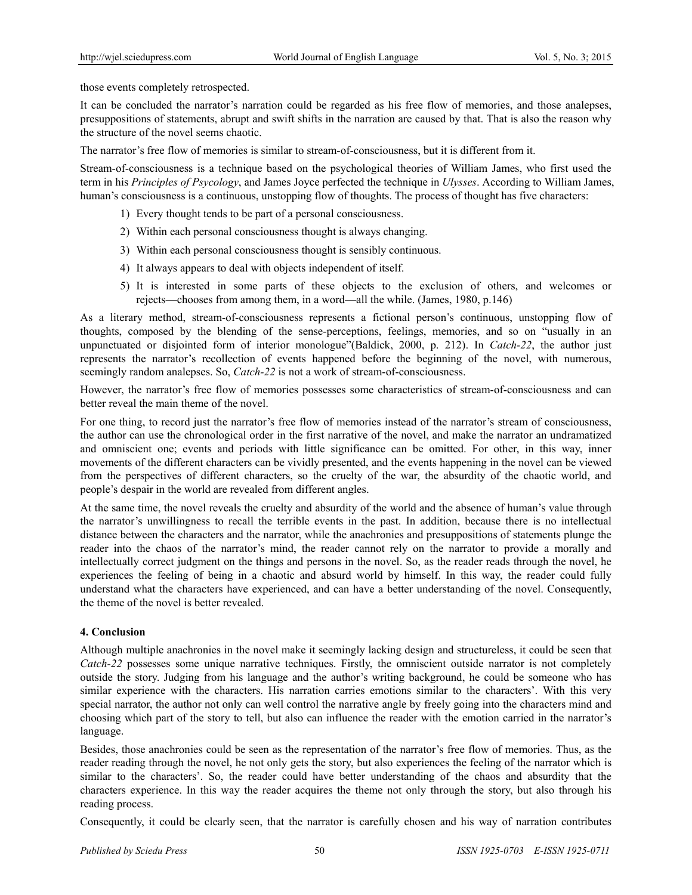those events completely retrospected.

It can be concluded the narrator's narration could be regarded as his free flow of memories, and those analepses, presuppositions of statements, abrupt and swift shifts in the narration are caused by that. That is also the reason why the structure of the novel seems chaotic.

The narrator's free flow of memories is similar to stream-of-consciousness, but it is different from it.

Stream-of-consciousness is a technique based on the psychological theories of William James, who first used the term in his *Principles of Psycology*, and James Joyce perfected the technique in *Ulysses*. According to William James, human's consciousness is a continuous, unstopping flow of thoughts. The process of thought has five characters:

1) Every thought tends to be part of a personal consciousness.
2) Within each personal consciousness thought is always changing.
3) Within each personal consciousness thought is sensibly continuous.
4) It always appears to deal with objects independent of itself.
5) It is interested in some parts of these objects to the exclusion of others, and welcomes or rejects—chooses from among them, in a word—all the while. (James, 1980, p.146)

As a literary method, stream-of-consciousness represents a fictional person's continuous, unstopping flow of thoughts, composed by the blending of the sense-perceptions, feelings, memories, and so on "usually in an unpunctuated or disjointed form of interior monologue"(Baldick, 2000, p. 212). In *Catch-22*, the author just represents the narrator's recollection of events happened before the beginning of the novel, with numerous, seemingly random analepses. So, *Catch-22* is not a work of stream-of-consciousness.

However, the narrator's free flow of memories possesses some characteristics of stream-of-consciousness and can better reveal the main theme of the novel.

For one thing, to record just the narrator's free flow of memories instead of the narrator's stream of consciousness, the author can use the chronological order in the first narrative of the novel, and make the narrator an undramatized and omniscient one; events and periods with little significance can be omitted. For other, in this way, inner movements of the different characters can be vividly presented, and the events happening in the novel can be viewed from the perspectives of different characters, so the cruelty of the war, the absurdity of the chaotic world, and people's despair in the world are revealed from different angles.

At the same time, the novel reveals the cruelty and absurdity of the world and the absence of human's value through the narrator's unwillingness to recall the terrible events in the past. In addition, because there is no intellectual distance between the characters and the narrator, while the anachronies and presuppositions of statements plunge the reader into the chaos of the narrator's mind, the reader cannot rely on the narrator to provide a morally and intellectually correct judgment on the things and persons in the novel. So, as the reader reads through the novel, he experiences the feeling of being in a chaotic and absurd world by himself. In this way, the reader could fully understand what the characters have experienced, and can have a better understanding of the novel. Consequently, the theme of the novel is better revealed.

## 4. Conclusion

Although multiple anachronies in the novel make it seemingly lacking design and structureless, it could be seen that *Catch-22* possesses some unique narrative techniques. Firstly, the omniscient outside narrator is not completely outside the story. Judging from his language and the author's writing background, he could be someone who has similar experience with the characters. His narration carries emotions similar to the characters'. With this very special narrator, the author not only can well control the narrative angle by freely going into the characters mind and choosing which part of the story to tell, but also can influence the reader with the emotion carried in the narrator's language.

Besides, those anachronies could be seen as the representation of the narrator's free flow of memories. Thus, as the reader reading through the novel, he not only gets the story, but also experiences the feeling of the narrator which is similar to the characters'. So, the reader could have better understanding of the chaos and absurdity that the characters experience. In this way the reader acquires the theme not only through the story, but also through his reading process.

Consequently, it could be clearly seen, that the narrator is carefully chosen and his way of narration contributes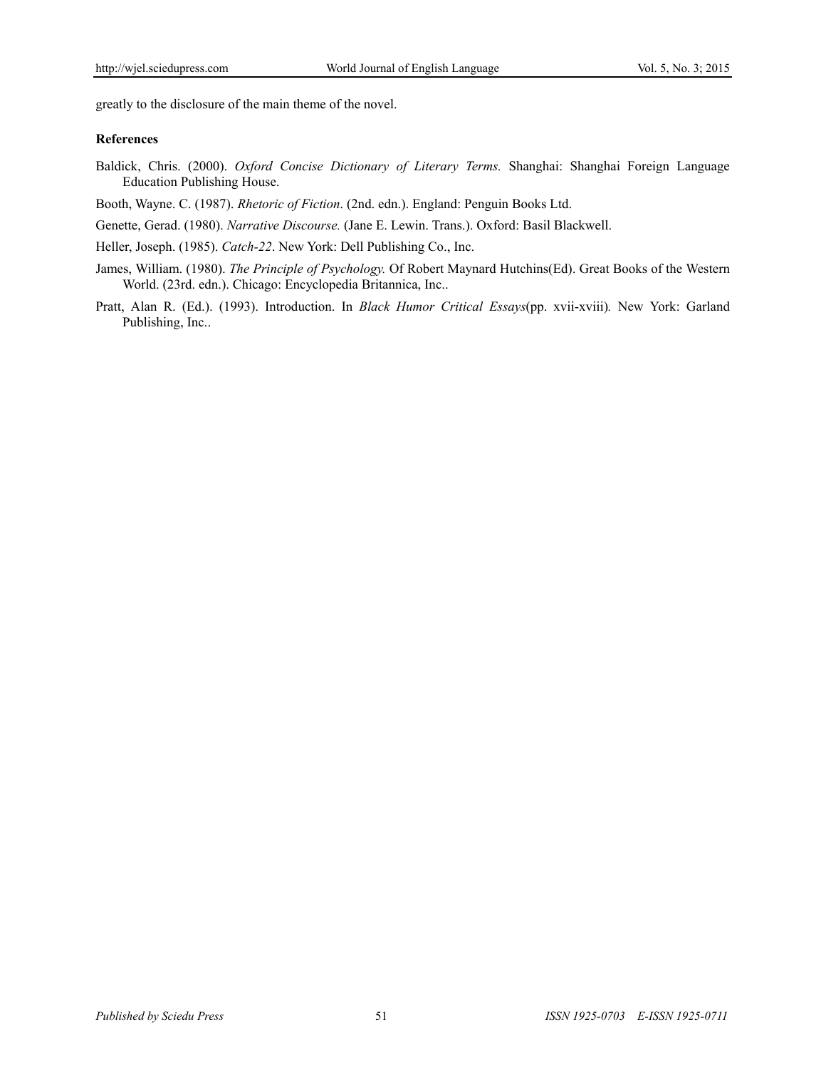greatly to the disclosure of the main theme of the novel.

**References**

Baldick, Chris. (2000). *Oxford Concise Dictionary of Literary Terms.* Shanghai: Shanghai Foreign Language Education Publishing House.

Booth, Wayne. C. (1987). *Rhetoric of Fiction*. (2nd. edn.). England: Penguin Books Ltd.

Genette, Gerad. (1980). *Narrative Discourse.* (Jane E. Lewin. Trans.). Oxford: Basil Blackwell.

Heller, Joseph. (1985). *Catch-22*. New York: Dell Publishing Co., Inc.

James, William. (1980). *The Principle of Psychology.* Of Robert Maynard Hutchins(Ed). Great Books of the Western World. (23rd. edn.). Chicago: Encyclopedia Britannica, Inc..

Pratt, Alan R. (Ed.). (1993). Introduction. In *Black Humor Critical Essays*(pp. xvii-xviii)*.* New York: Garland Publishing, Inc..